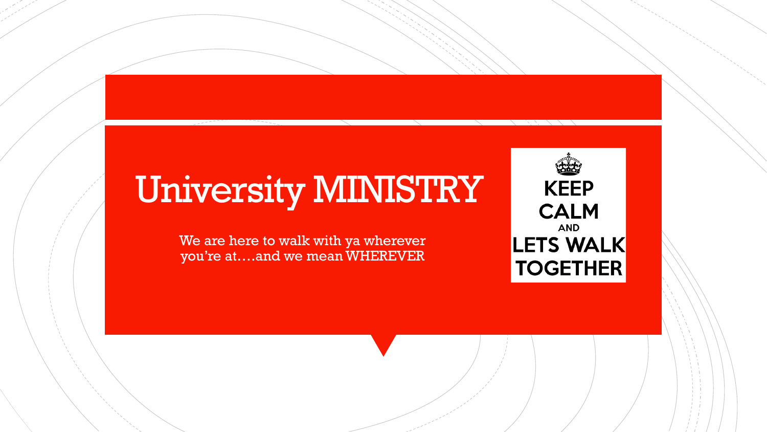# University MINISTRY

We are here to walk with ya wherever you're at….and we mean WHEREVER

KEEP CALM AND LETS WALK TOGETHER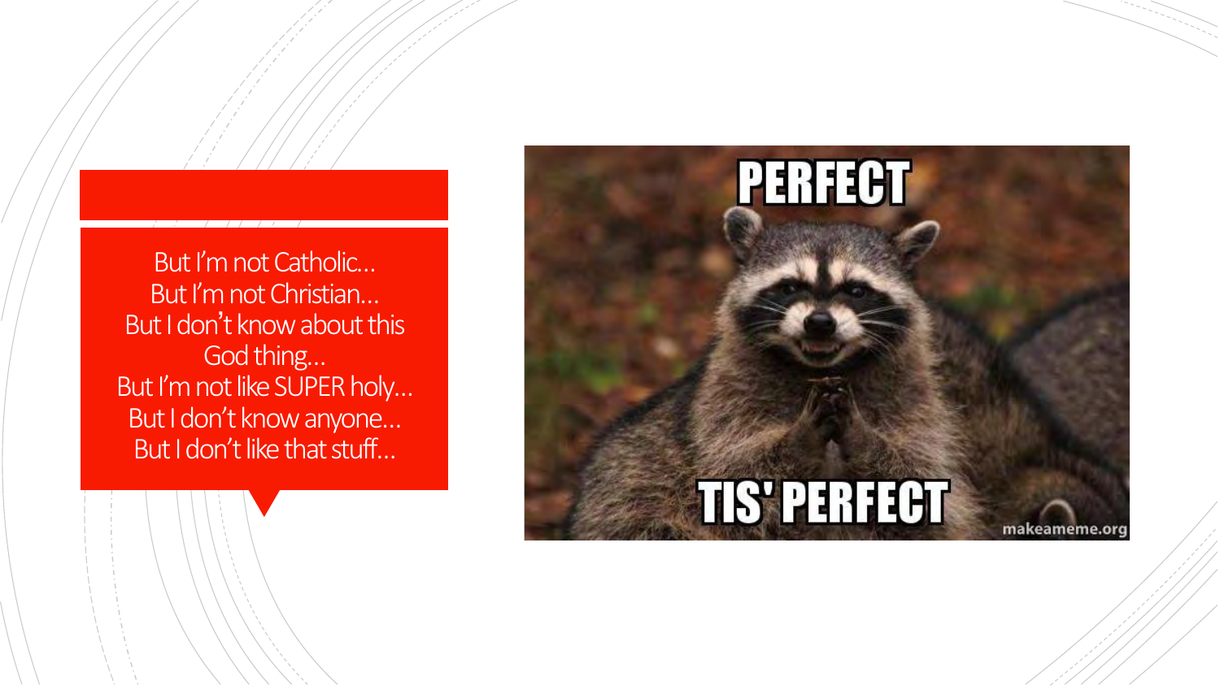But I'm not Catholic…
But I'm not Christian…
But I don't know about this God thing…
But I'm not like SUPER holy…
But I don't know anyone…
But I don't like that stuff…

PERFECT

TIS' PERFECT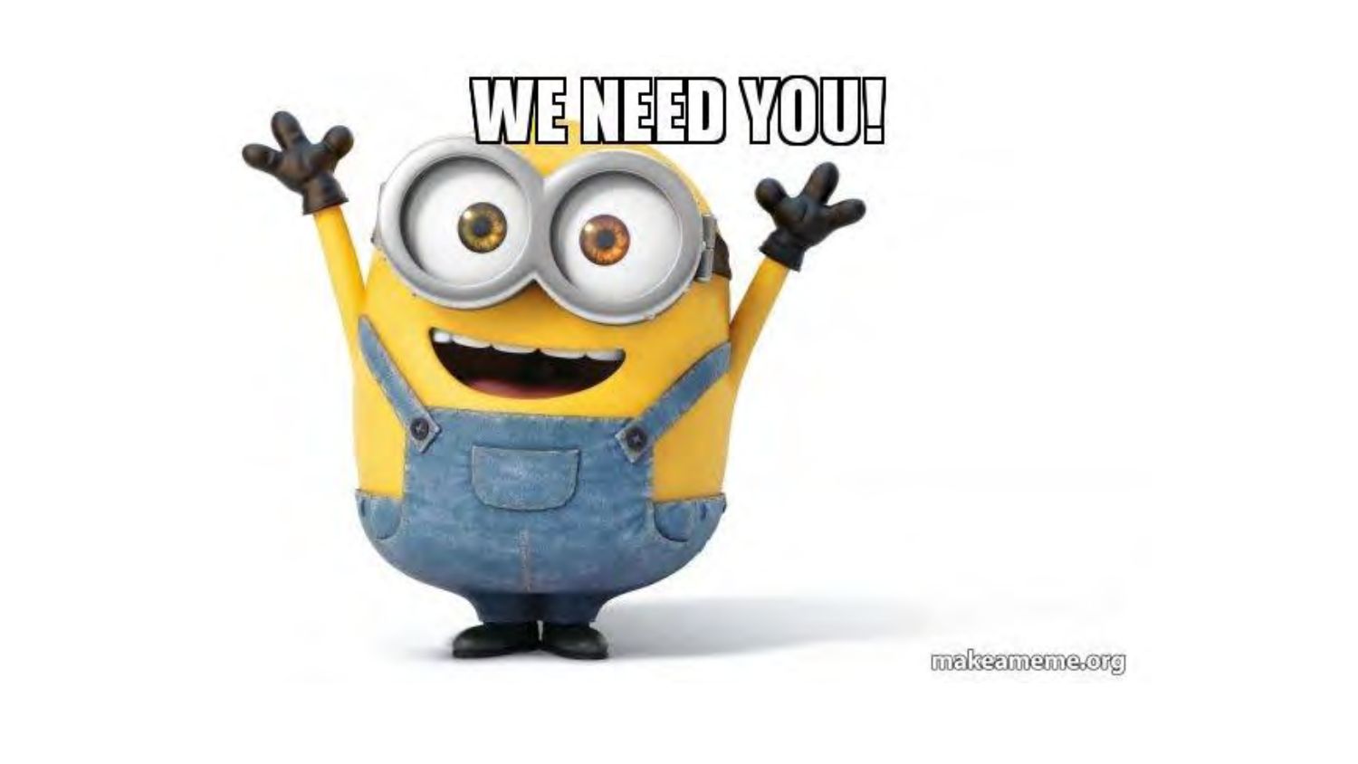# WE NEED YOU!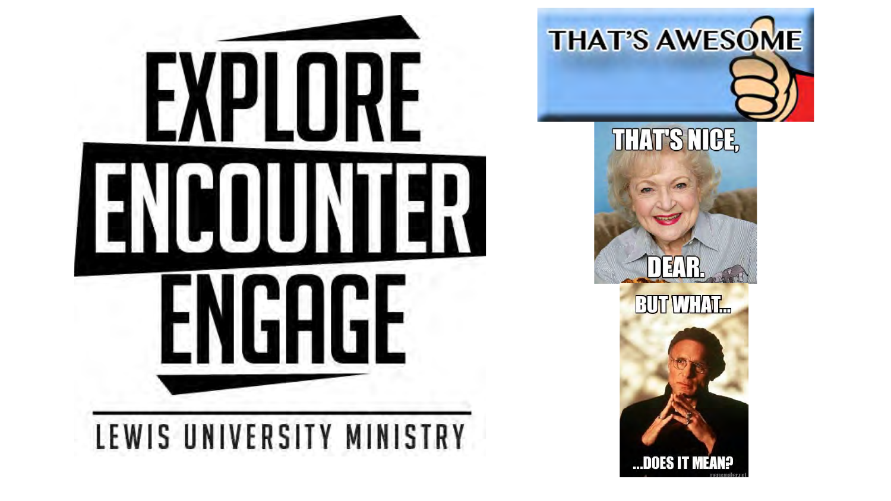EXPLORE

ENCOUNTER

ENGAGE

LEWIS UNIVERSITY MINISTRY

THAT'S AWESOME

THAT'S NICE, DEAR.

BUT WHAT... ...DOES IT MEAN?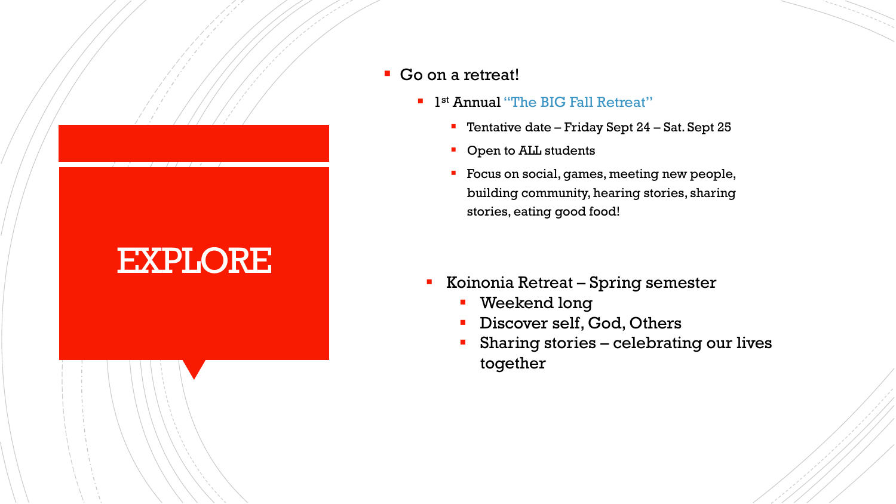# EXPLORE

- Go on a retreat!
  - 1st Annual "The BIG Fall Retreat"
    - Tentative date – Friday Sept 24 – Sat. Sept 25
    - Open to ALL students
    - Focus on social, games, meeting new people, building community, hearing stories, sharing stories, eating good food!

- Koinonia Retreat – Spring semester
  - Weekend long
  - Discover self, God, Others
  - Sharing stories – celebrating our lives together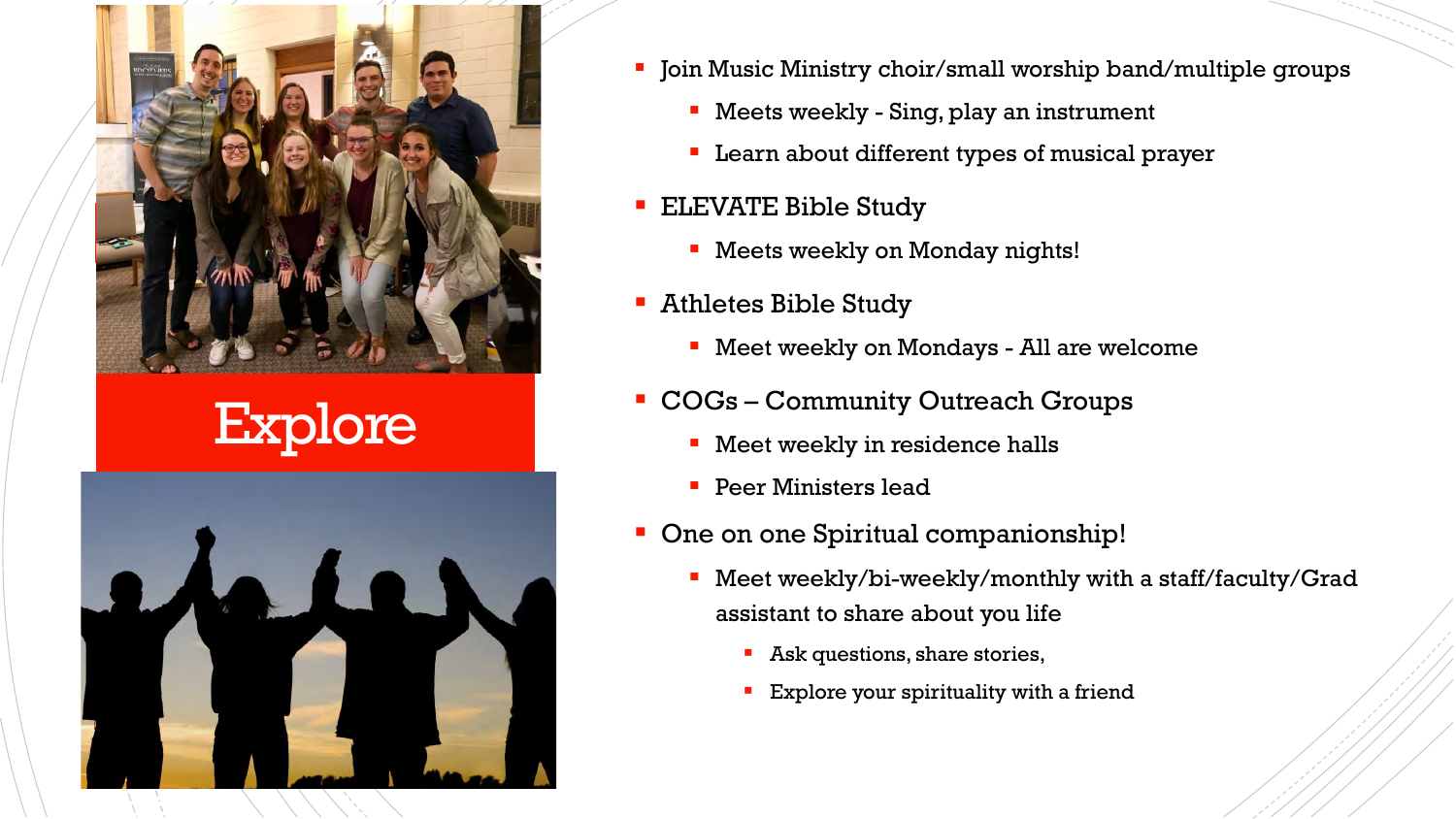# Explore

- Join Music Ministry choir/small worship band/multiple groups
  - Meets weekly - Sing, play an instrument
  - Learn about different types of musical prayer
- ELEVATE Bible Study
  - Meets weekly on Monday nights!
- Athletes Bible Study
  - Meet weekly on Mondays - All are welcome
- COGs – Community Outreach Groups
  - Meet weekly in residence halls
  - Peer Ministers lead
- One on one Spiritual companionship!
  - Meet weekly/bi-weekly/monthly with a staff/faculty/Grad assistant to share about you life
    - Ask questions, share stories,
    - Explore your spirituality with a friend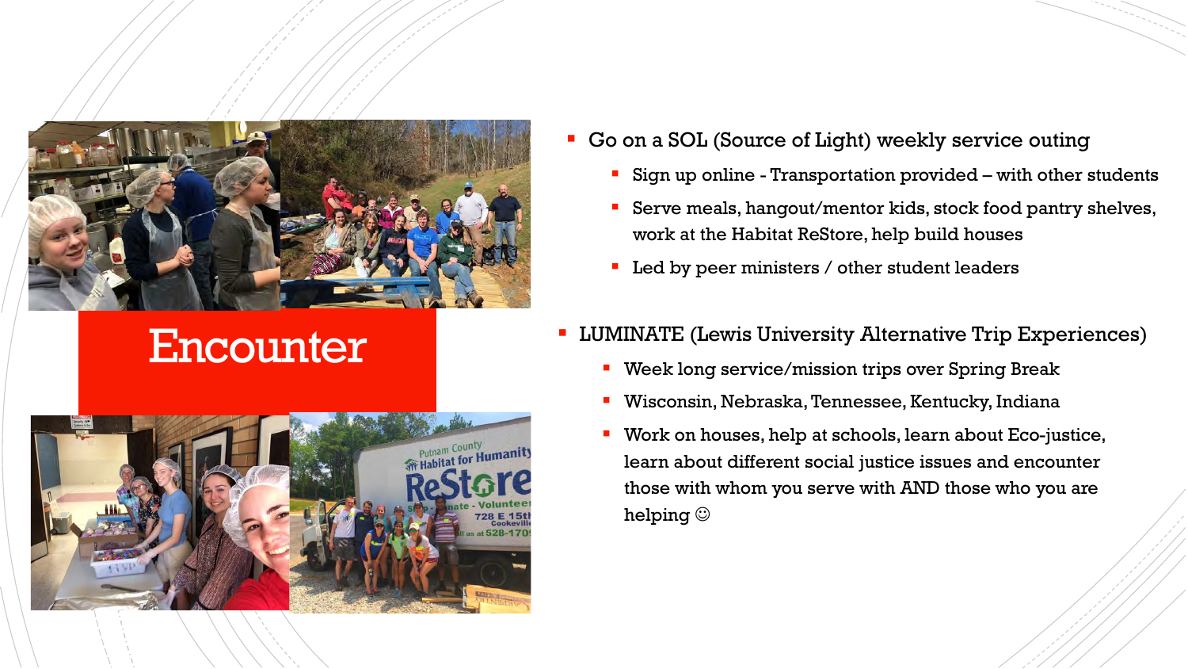# Encounter

- Go on a SOL (Source of Light) weekly service outing
  - Sign up online - Transportation provided – with other students
  - Serve meals, hangout/mentor kids, stock food pantry shelves, work at the Habitat ReStore, help build houses
  - Led by peer ministers / other student leaders
- LUMINATE (Lewis University Alternative Trip Experiences)
  - Week long service/mission trips over Spring Break
  - Wisconsin, Nebraska, Tennessee, Kentucky, Indiana
  - Work on houses, help at schools, learn about Eco-justice, learn about different social justice issues and encounter those with whom you serve with AND those who you are helping ☺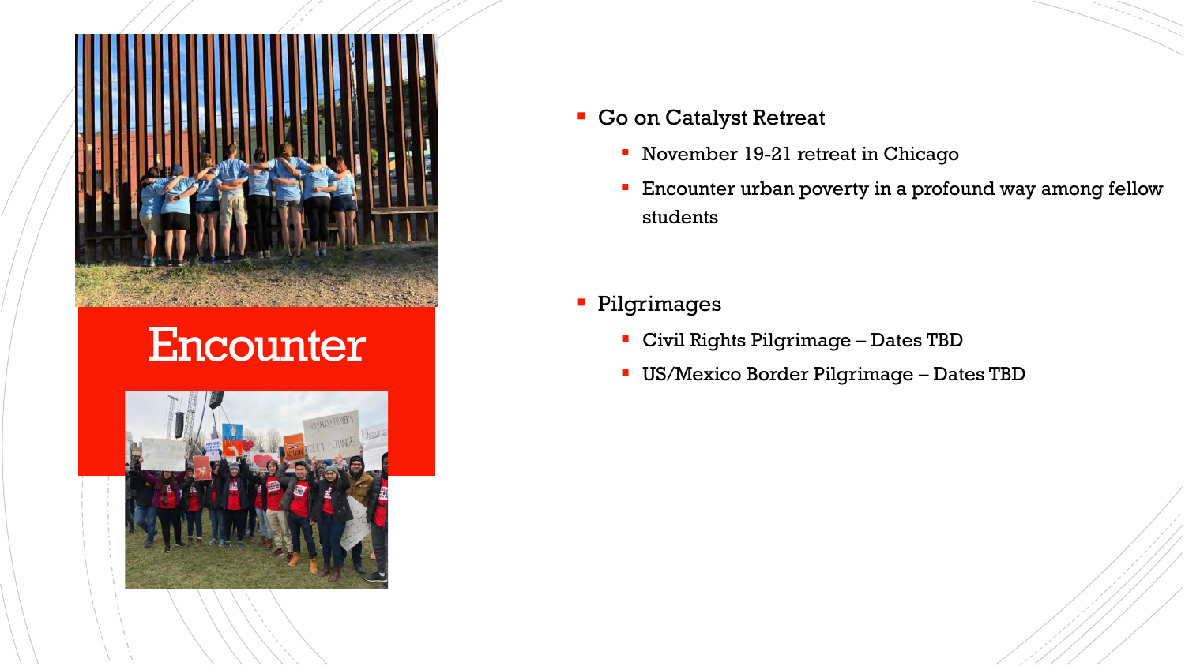# Encounter

- Go on Catalyst Retreat
  - November 19-21 retreat in Chicago
  - Encounter urban poverty in a profound way among fellow students

- Pilgrimages
  - Civil Rights Pilgrimage – Dates TBD
  - US/Mexico Border Pilgrimage – Dates TBD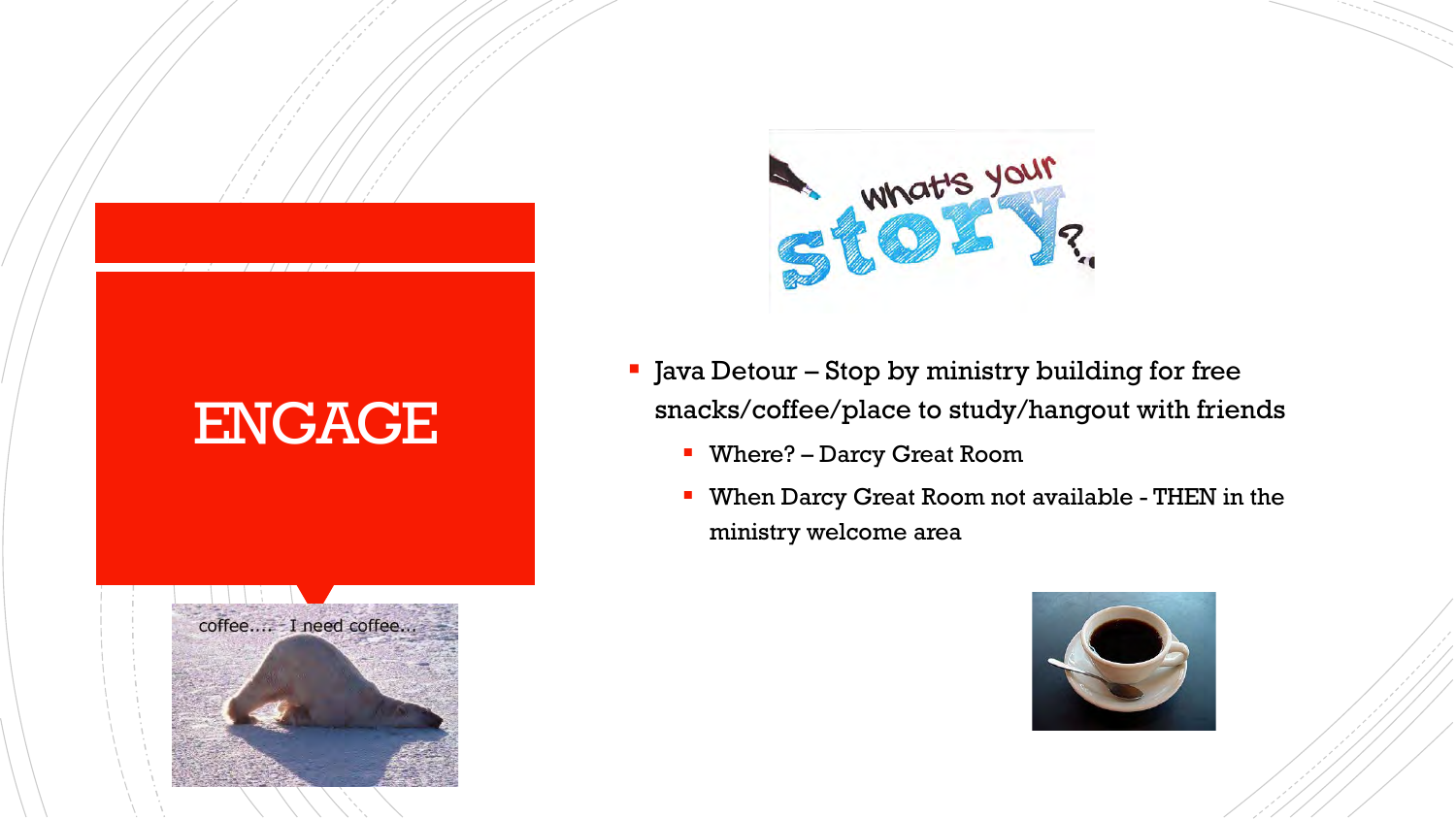# ENGAGE

- Java Detour – Stop by ministry building for free snacks/coffee/place to study/hangout with friends
  - Where? – Darcy Great Room
  - When Darcy Great Room not available - THEN in the ministry welcome area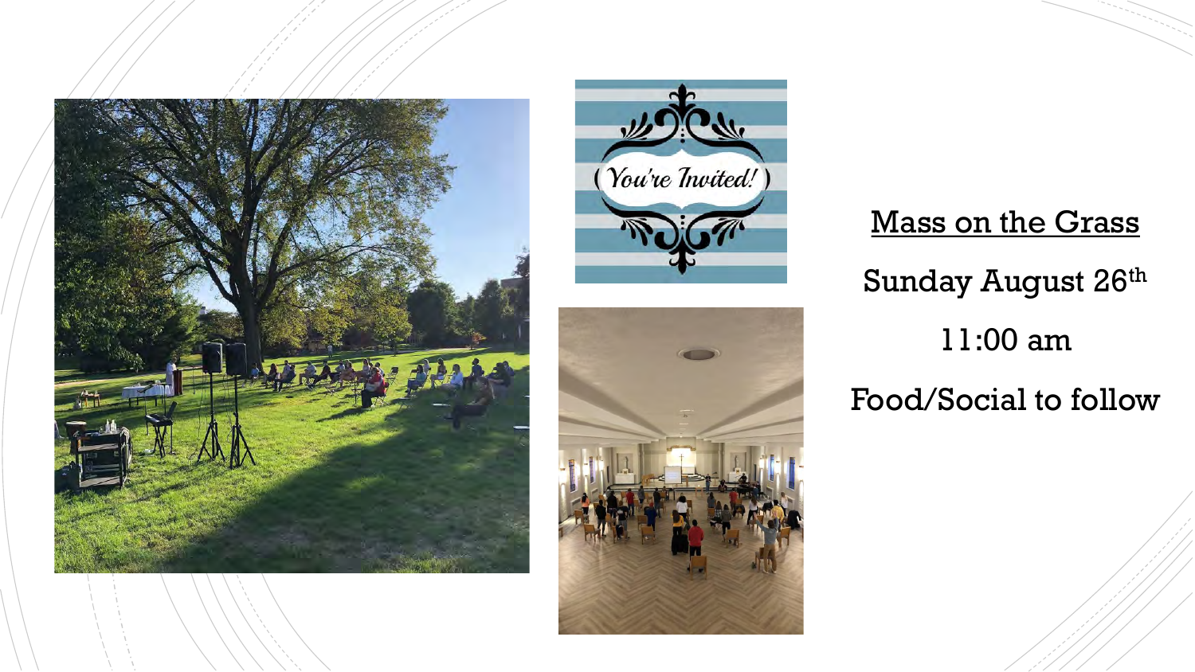Mass on the Grass

Sunday August 26th

11:00 am

Food/Social to follow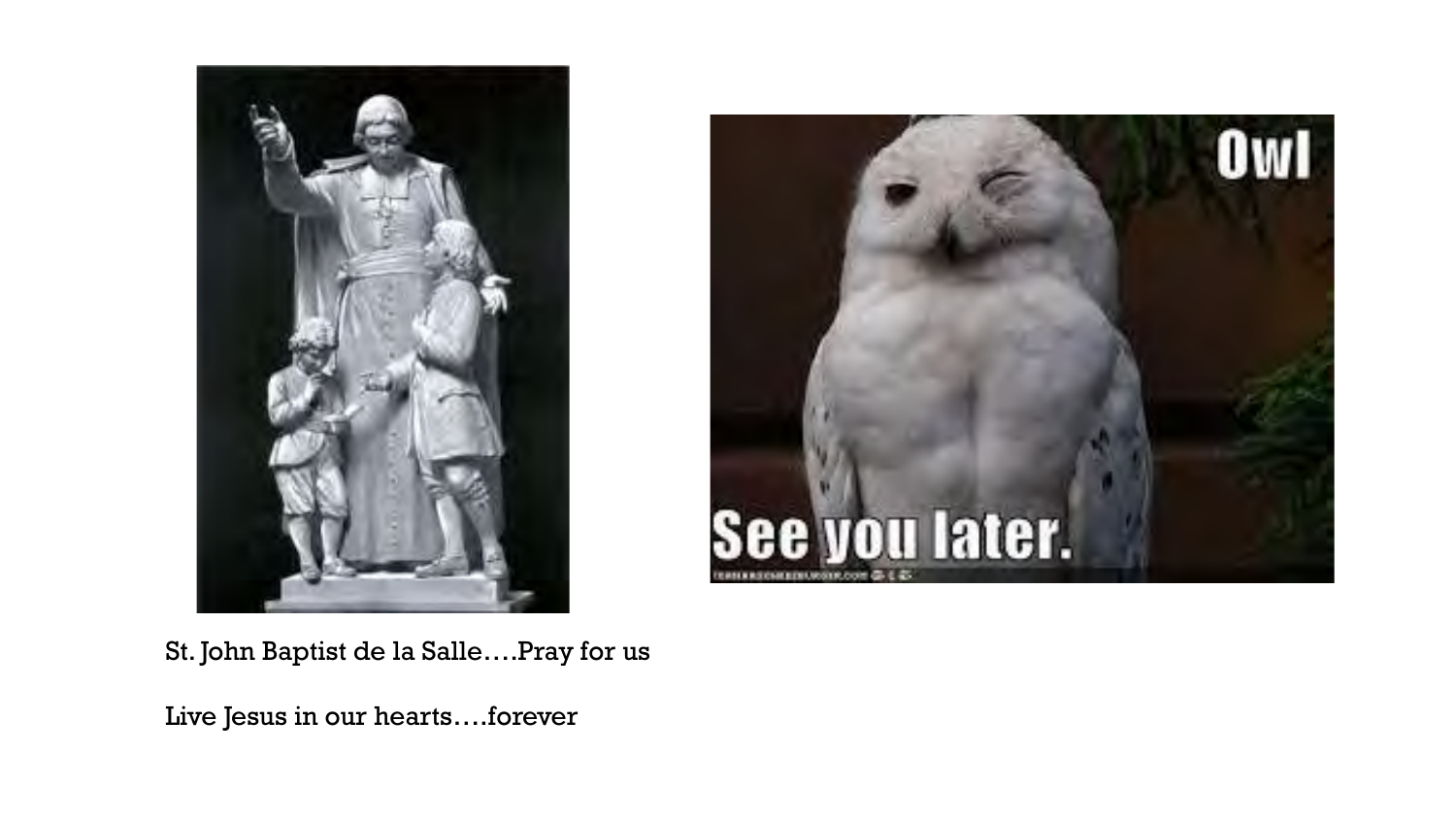St. John Baptist de la Salle….Pray for us

Live Jesus in our hearts….forever